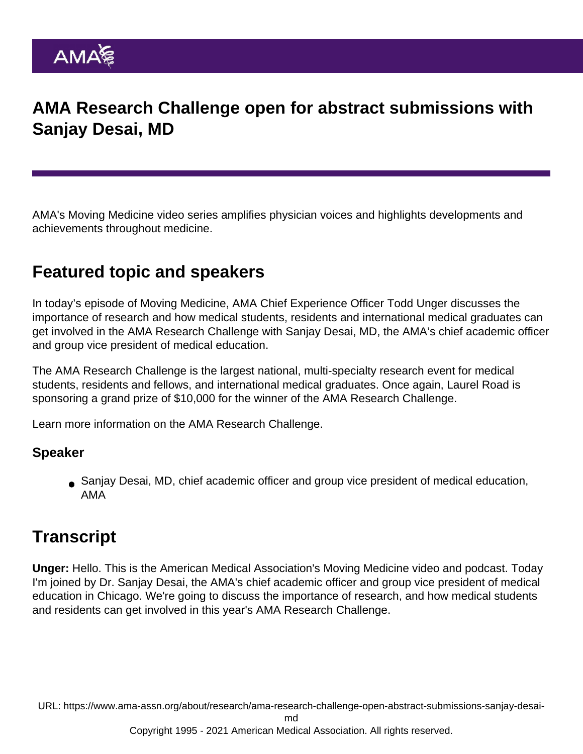# AMA Research Challenge open for abstract submissions with Sanjay Desai, MD

AMA's Moving Medicine video series amplifies physician voices and highlights developments and achievements throughout medicine.

## Featured topic and speakers

In today's episode of Moving Medicine, AMA Chief Experience Officer Todd Unger discusses the importance of research and how medical students, residents and international medical graduates can get involved in the AMA Research Challenge with Sanjay Desai, MD, the AMA's chief academic officer and group vice president of medical education.

The AMA Research Challenge is the largest national, multi-specialty research event for medical students, residents and fellows, and international medical graduates. Once again, Laurel Road is sponsoring a grand prize of $10,000 for the winner of the AMA Research Challenge.

Learn more information on the AMA Research Challenge.

### Speaker

- Sanjay Desai, MD, chief academic officer and group vice president of medical education, AMA

## Transcript

**Unger:** Hello. This is the American Medical Association's Moving Medicine video and podcast. Today I'm joined by Dr. Sanjay Desai, the AMA's chief academic officer and group vice president of medical education in Chicago. We're going to discuss the importance of research, and how medical students and residents can get involved in this year's AMA Research Challenge.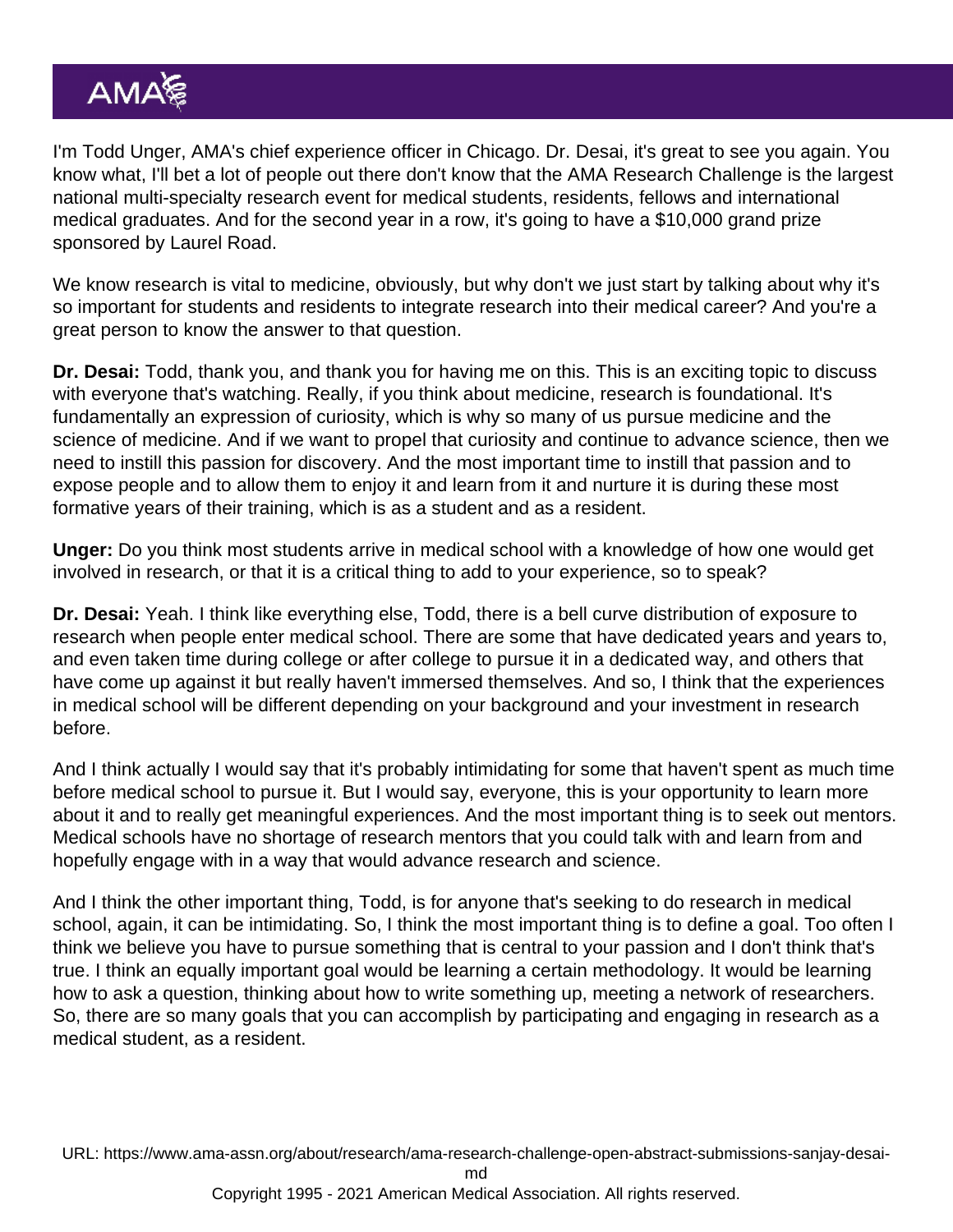I'm Todd Unger, AMA's chief experience officer in Chicago. Dr. Desai, it's great to see you again. You know what, I'll bet a lot of people out there don't know that the AMA Research Challenge is the largest national multi-specialty research event for medical students, residents, fellows and international medical graduates. And for the second year in a row, it's going to have a $10,000 grand prize sponsored by Laurel Road.

We know research is vital to medicine, obviously, but why don't we just start by talking about why it's so important for students and residents to integrate research into their medical career? And you're a great person to know the answer to that question.

**Dr. Desai:** Todd, thank you, and thank you for having me on this. This is an exciting topic to discuss with everyone that's watching. Really, if you think about medicine, research is foundational. It's fundamentally an expression of curiosity, which is why so many of us pursue medicine and the science of medicine. And if we want to propel that curiosity and continue to advance science, then we need to instill this passion for discovery. And the most important time to instill that passion and to expose people and to allow them to enjoy it and learn from it and nurture it is during these most formative years of their training, which is as a student and as a resident.

**Unger:** Do you think most students arrive in medical school with a knowledge of how one would get involved in research, or that it is a critical thing to add to your experience, so to speak?

**Dr. Desai:** Yeah. I think like everything else, Todd, there is a bell curve distribution of exposure to research when people enter medical school. There are some that have dedicated years and years to, and even taken time during college or after college to pursue it in a dedicated way, and others that have come up against it but really haven't immersed themselves. And so, I think that the experiences in medical school will be different depending on your background and your investment in research before.

And I think actually I would say that it's probably intimidating for some that haven't spent as much time before medical school to pursue it. But I would say, everyone, this is your opportunity to learn more about it and to really get meaningful experiences. And the most important thing is to seek out mentors. Medical schools have no shortage of research mentors that you could talk with and learn from and hopefully engage with in a way that would advance research and science.

And I think the other important thing, Todd, is for anyone that's seeking to do research in medical school, again, it can be intimidating. So, I think the most important thing is to define a goal. Too often I think we believe you have to pursue something that is central to your passion and I don't think that's true. I think an equally important goal would be learning a certain methodology. It would be learning how to ask a question, thinking about how to write something up, meeting a network of researchers. So, there are so many goals that you can accomplish by participating and engaging in research as a medical student, as a resident.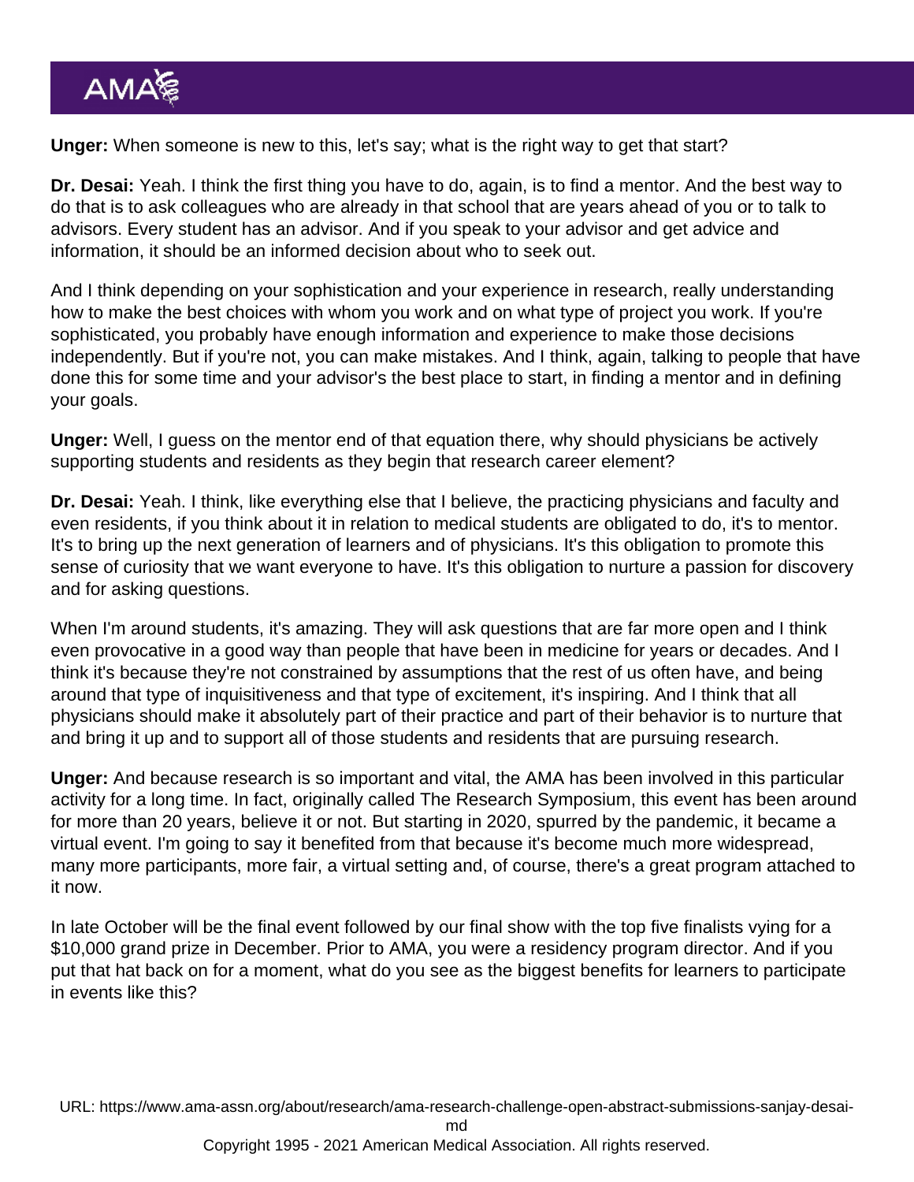**Unger:** When someone is new to this, let's say; what is the right way to get that start?

**Dr. Desai:** Yeah. I think the first thing you have to do, again, is to find a mentor. And the best way to do that is to ask colleagues who are already in that school that are years ahead of you or to talk to advisors. Every student has an advisor. And if you speak to your advisor and get advice and information, it should be an informed decision about who to seek out.

And I think depending on your sophistication and your experience in research, really understanding how to make the best choices with whom you work and on what type of project you work. If you're sophisticated, you probably have enough information and experience to make those decisions independently. But if you're not, you can make mistakes. And I think, again, talking to people that have done this for some time and your advisor's the best place to start, in finding a mentor and in defining your goals.

**Unger:** Well, I guess on the mentor end of that equation there, why should physicians be actively supporting students and residents as they begin that research career element?

**Dr. Desai:** Yeah. I think, like everything else that I believe, the practicing physicians and faculty and even residents, if you think about it in relation to medical students are obligated to do, it's to mentor. It's to bring up the next generation of learners and of physicians. It's this obligation to promote this sense of curiosity that we want everyone to have. It's this obligation to nurture a passion for discovery and for asking questions.

When I'm around students, it's amazing. They will ask questions that are far more open and I think even provocative in a good way than people that have been in medicine for years or decades. And I think it's because they're not constrained by assumptions that the rest of us often have, and being around that type of inquisitiveness and that type of excitement, it's inspiring. And I think that all physicians should make it absolutely part of their practice and part of their behavior is to nurture that and bring it up and to support all of those students and residents that are pursuing research.

**Unger:** And because research is so important and vital, the AMA has been involved in this particular activity for a long time. In fact, originally called The Research Symposium, this event has been around for more than 20 years, believe it or not. But starting in 2020, spurred by the pandemic, it became a virtual event. I'm going to say it benefited from that because it's become much more widespread, many more participants, more fair, a virtual setting and, of course, there's a great program attached to it now.

In late October will be the final event followed by our final show with the top five finalists vying for a $10,000 grand prize in December. Prior to AMA, you were a residency program director. And if you put that hat back on for a moment, what do you see as the biggest benefits for learners to participate in events like this?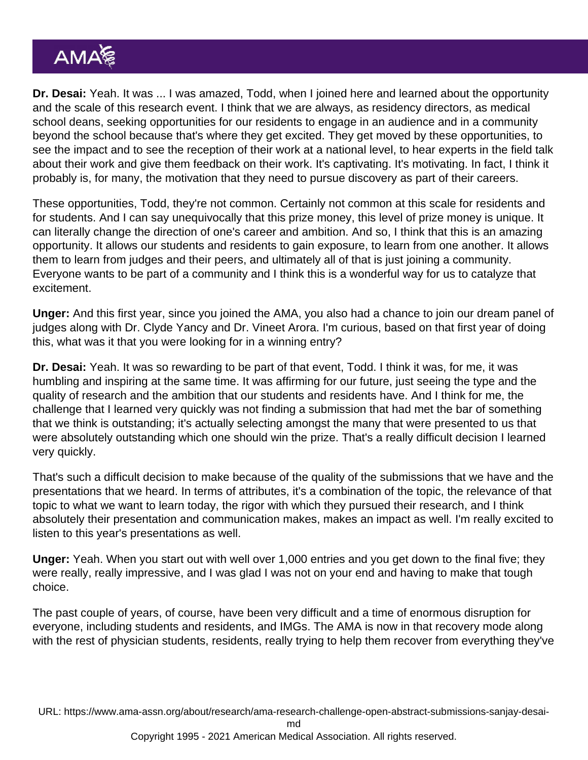**Dr. Desai:** Yeah. It was ... I was amazed, Todd, when I joined here and learned about the opportunity and the scale of this research event. I think that we are always, as residency directors, as medical school deans, seeking opportunities for our residents to engage in an audience and in a community beyond the school because that's where they get excited. They get moved by these opportunities, to see the impact and to see the reception of their work at a national level, to hear experts in the field talk about their work and give them feedback on their work. It's captivating. It's motivating. In fact, I think it probably is, for many, the motivation that they need to pursue discovery as part of their careers.

These opportunities, Todd, they're not common. Certainly not common at this scale for residents and for students. And I can say unequivocally that this prize money, this level of prize money is unique. It can literally change the direction of one's career and ambition. And so, I think that this is an amazing opportunity. It allows our students and residents to gain exposure, to learn from one another. It allows them to learn from judges and their peers, and ultimately all of that is just joining a community. Everyone wants to be part of a community and I think this is a wonderful way for us to catalyze that excitement.

**Unger:** And this first year, since you joined the AMA, you also had a chance to join our dream panel of judges along with Dr. Clyde Yancy and Dr. Vineet Arora. I'm curious, based on that first year of doing this, what was it that you were looking for in a winning entry?

**Dr. Desai:** Yeah. It was so rewarding to be part of that event, Todd. I think it was, for me, it was humbling and inspiring at the same time. It was affirming for our future, just seeing the type and the quality of research and the ambition that our students and residents have. And I think for me, the challenge that I learned very quickly was not finding a submission that had met the bar of something that we think is outstanding; it's actually selecting amongst the many that were presented to us that were absolutely outstanding which one should win the prize. That's a really difficult decision I learned very quickly.

That's such a difficult decision to make because of the quality of the submissions that we have and the presentations that we heard. In terms of attributes, it's a combination of the topic, the relevance of that topic to what we want to learn today, the rigor with which they pursued their research, and I think absolutely their presentation and communication makes, makes an impact as well. I'm really excited to listen to this year's presentations as well.

**Unger:** Yeah. When you start out with well over 1,000 entries and you get down to the final five; they were really, really impressive, and I was glad I was not on your end and having to make that tough choice.

The past couple of years, of course, have been very difficult and a time of enormous disruption for everyone, including students and residents, and IMGs. The AMA is now in that recovery mode along with the rest of physician students, residents, really trying to help them recover from everything they've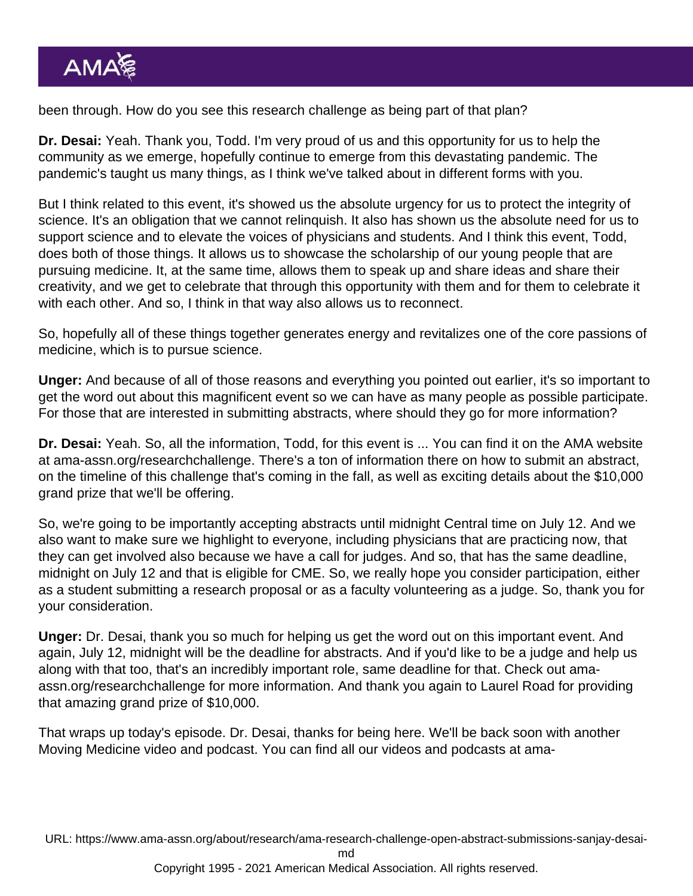been through. How do you see this research challenge as being part of that plan?

**Dr. Desai:** Yeah. Thank you, Todd. I'm very proud of us and this opportunity for us to help the community as we emerge, hopefully continue to emerge from this devastating pandemic. The pandemic's taught us many things, as I think we've talked about in different forms with you.

But I think related to this event, it's showed us the absolute urgency for us to protect the integrity of science. It's an obligation that we cannot relinquish. It also has shown us the absolute need for us to support science and to elevate the voices of physicians and students. And I think this event, Todd, does both of those things. It allows us to showcase the scholarship of our young people that are pursuing medicine. It, at the same time, allows them to speak up and share ideas and share their creativity, and we get to celebrate that through this opportunity with them and for them to celebrate it with each other. And so, I think in that way also allows us to reconnect.

So, hopefully all of these things together generates energy and revitalizes one of the core passions of medicine, which is to pursue science.

**Unger:** And because of all of those reasons and everything you pointed out earlier, it's so important to get the word out about this magnificent event so we can have as many people as possible participate. For those that are interested in submitting abstracts, where should they go for more information?

**Dr. Desai:** Yeah. So, all the information, Todd, for this event is ... You can find it on the AMA website at ama-assn.org/researchchallenge. There's a ton of information there on how to submit an abstract, on the timeline of this challenge that's coming in the fall, as well as exciting details about the $10,000 grand prize that we'll be offering.

So, we're going to be importantly accepting abstracts until midnight Central time on July 12. And we also want to make sure we highlight to everyone, including physicians that are practicing now, that they can get involved also because we have a call for judges. And so, that has the same deadline, midnight on July 12 and that is eligible for CME. So, we really hope you consider participation, either as a student submitting a research proposal or as a faculty volunteering as a judge. So, thank you for your consideration.

**Unger:** Dr. Desai, thank you so much for helping us get the word out on this important event. And again, July 12, midnight will be the deadline for abstracts. And if you'd like to be a judge and help us along with that too, that's an incredibly important role, same deadline for that. Check out ama-assn.org/researchchallenge for more information. And thank you again to Laurel Road for providing that amazing grand prize of $10,000.

That wraps up today's episode. Dr. Desai, thanks for being here. We'll be back soon with another Moving Medicine video and podcast. You can find all our videos and podcasts at ama-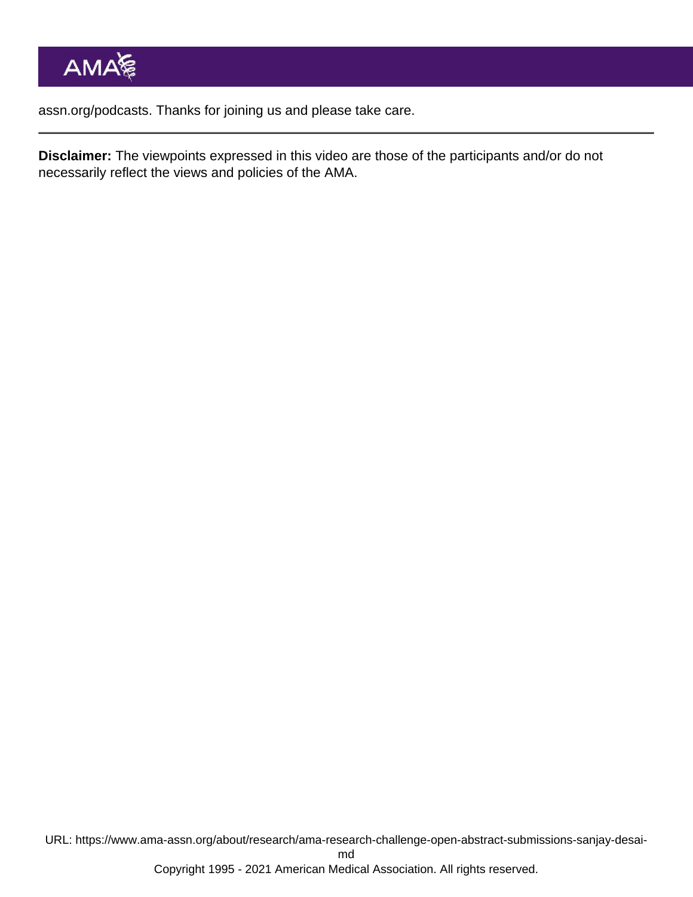assn.org/podcasts. Thanks for joining us and please take care.

---

**Disclaimer:** The viewpoints expressed in this video are those of the participants and/or do not necessarily reflect the views and policies of the AMA.